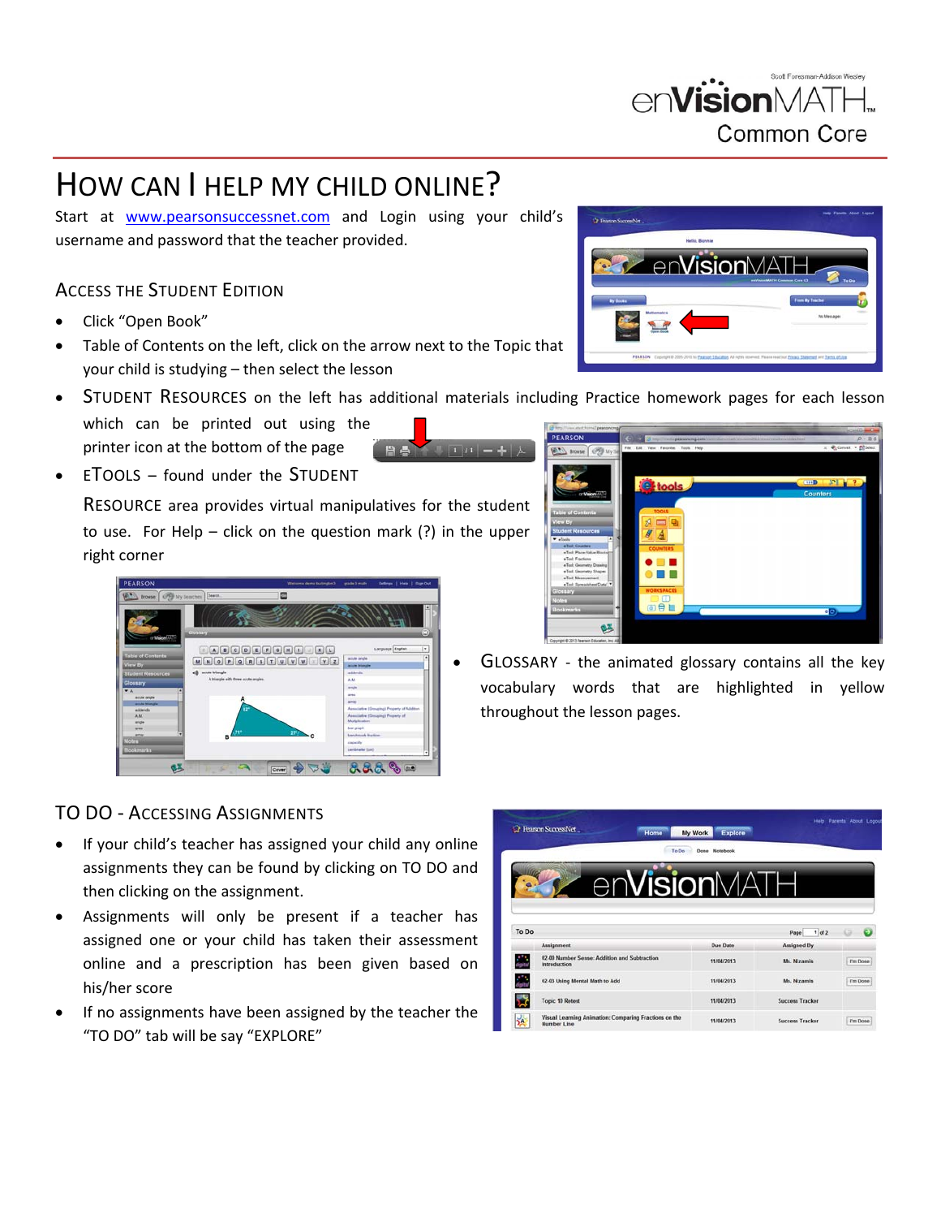Scott Foresman-Addison Wesley

enVisionMATH

Common Core

# HOW CAN I HELP MY CHILD ONLINE?

Start at www.pearsonsuccessnet.com and Login using your child's username and password that the teacher provided.

## ACCESS THE STUDENT EDITION

- Click "Open Book"
- Table of Contents on the left, click on the arrow next to the Topic that your child is studying – then select the lesson
- STUDENT RESOURCES on the left has additional materials including Practice homework pages for each lesson which can be printed out using the printer icon at the bottom of the page
- ETOOLS – found under the STUDENT RESOURCE area provides virtual manipulatives for the student to use. For Help – click on the question mark (?) in the upper right corner
- GLOSSARY - the animated glossary contains all the key vocabulary words that are highlighted in yellow throughout the lesson pages.

## TO DO - ACCESSING ASSIGNMENTS

- If your child's teacher has assigned your child any online assignments they can be found by clicking on TO DO and then clicking on the assignment.
- Assignments will only be present if a teacher has assigned one or your child has taken their assessment online and a prescription has been given based on his/her score
- If no assignments have been assigned by the teacher the "TO DO" tab will be say "EXPLORE"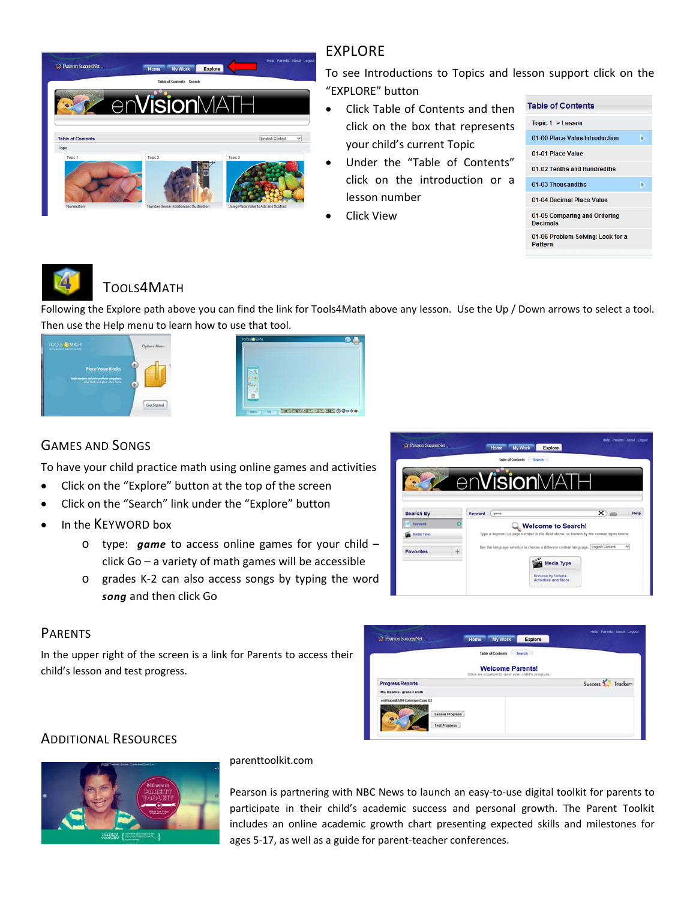## EXPLORE

To see Introductions to Topics and lesson support click on the "EXPLORE" button

- Click Table of Contents and then click on the box that represents your child's current Topic
- Under the "Table of Contents" click on the introduction or a lesson number
- Click View

## TOOLS4MATH

Following the Explore path above you can find the link for Tools4Math above any lesson. Use the Up / Down arrows to select a tool. Then use the Help menu to learn how to use that tool.

## GAMES AND SONGS

To have your child practice math using online games and activities

- Click on the "Explore" button at the top of the screen
- Click on the "Search" link under the "Explore" button
- In the KEYWORD box
  - type: ***game*** to access online games for your child – click Go – a variety of math games will be accessible
  - grades K-2 can also access songs by typing the word ***song*** and then click Go

## PARENTS

In the upper right of the screen is a link for Parents to access their child's lesson and test progress.

## ADDITIONAL RESOURCES

parenttoolkit.com

Pearson is partnering with NBC News to launch an easy-to-use digital toolkit for parents to participate in their child's academic success and personal growth. The Parent Toolkit includes an online academic growth chart presenting expected skills and milestones for ages 5-17, as well as a guide for parent-teacher conferences.